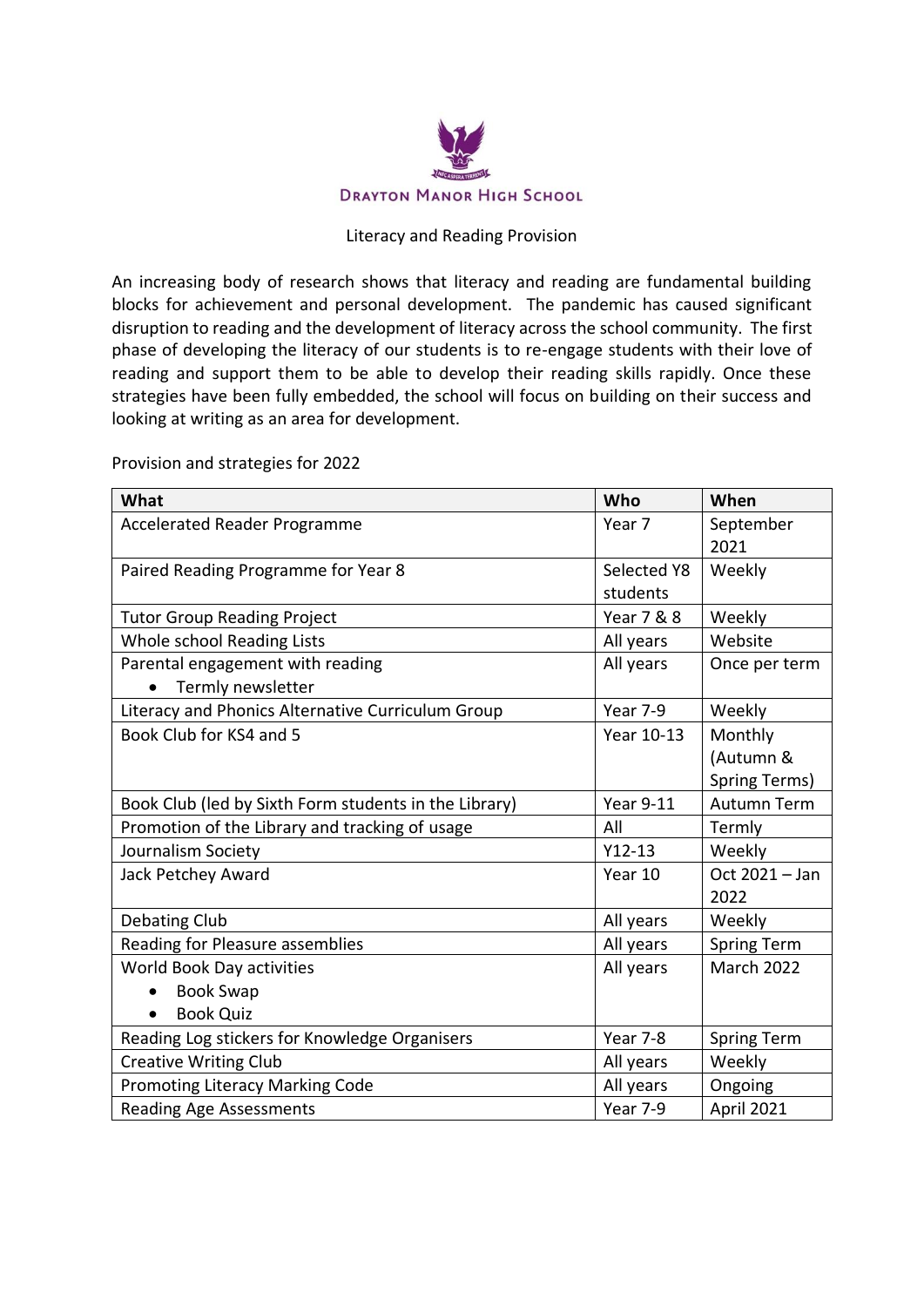# Drayton Manor High School

## Literacy and Reading Provision

An increasing body of research shows that literacy and reading are fundamental building blocks for achievement and personal development. The pandemic has caused significant disruption to reading and the development of literacy across the school community. The first phase of developing the literacy of our students is to re-engage students with their love of reading and support them to be able to develop their reading skills rapidly. Once these strategies have been fully embedded, the school will focus on building on their success and looking at writing as an area for development.

Provision and strategies for 2022

| What | Who | When |
|---|---|---|
| Accelerated Reader Programme | Year 7 | September 2021 |
| Paired Reading Programme for Year 8 | Selected Y8 students | Weekly |
| Tutor Group Reading Project | Year 7 & 8 | Weekly |
| Whole school Reading Lists | All years | Website |
| Parental engagement with reading<br>• Termly newsletter | All years | Once per term |
| Literacy and Phonics Alternative Curriculum Group | Year 7-9 | Weekly |
| Book Club for KS4 and 5 | Year 10-13 | Monthly (Autumn & Spring Terms) |
| Book Club (led by Sixth Form students in the Library) | Year 9-11 | Autumn Term |
| Promotion of the Library and tracking of usage | All | Termly |
| Journalism Society | Y12-13 | Weekly |
| Jack Petchey Award | Year 10 | Oct 2021 – Jan 2022 |
| Debating Club | All years | Weekly |
| Reading for Pleasure assemblies | All years | Spring Term |
| World Book Day activities<br>• Book Swap<br>• Book Quiz | All years | March 2022 |
| Reading Log stickers for Knowledge Organisers | Year 7-8 | Spring Term |
| Creative Writing Club | All years | Weekly |
| Promoting Literacy Marking Code | All years | Ongoing |
| Reading Age Assessments | Year 7-9 | April 2021 |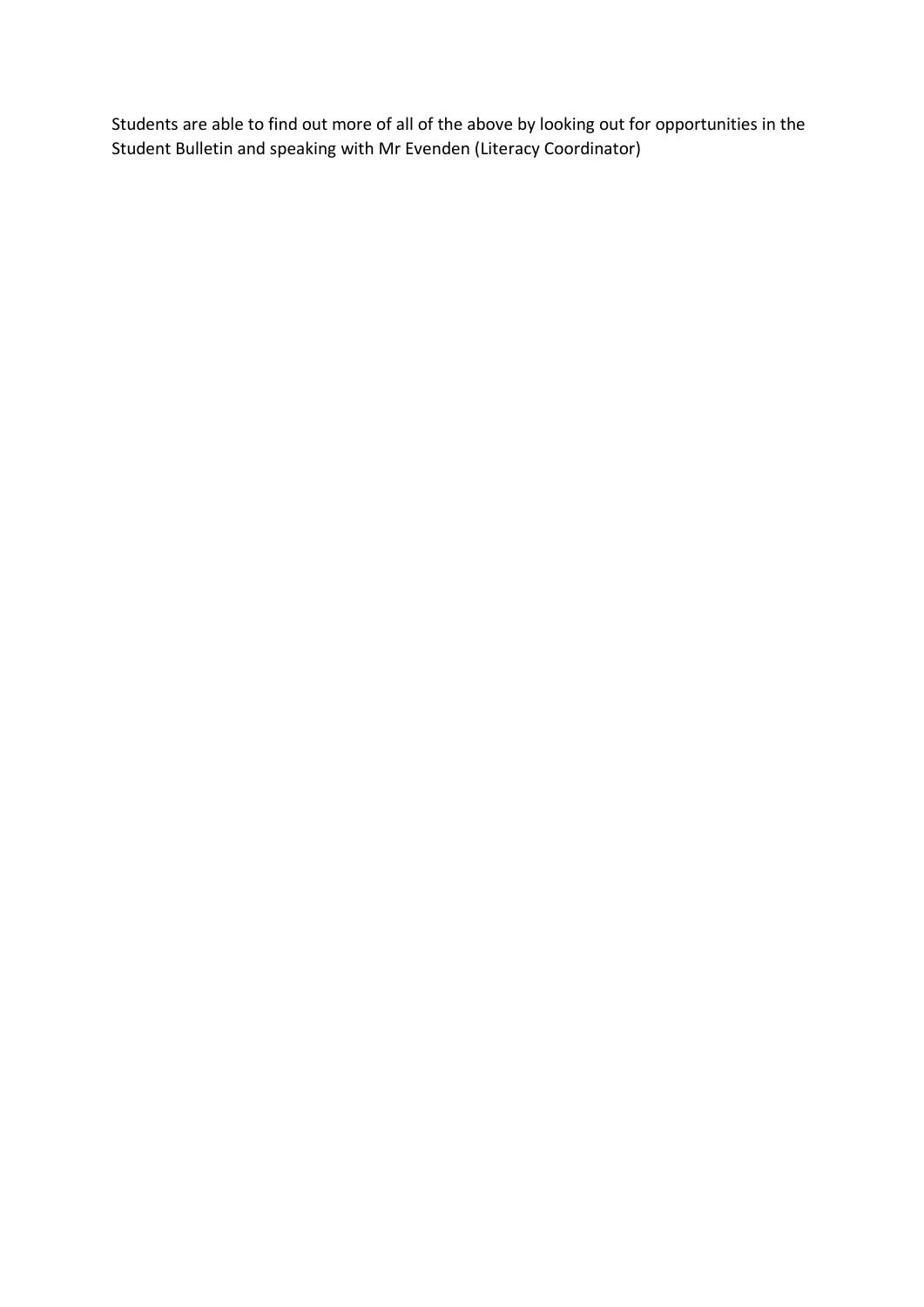Students are able to find out more of all of the above by looking out for opportunities in the Student Bulletin and speaking with Mr Evenden (Literacy Coordinator)